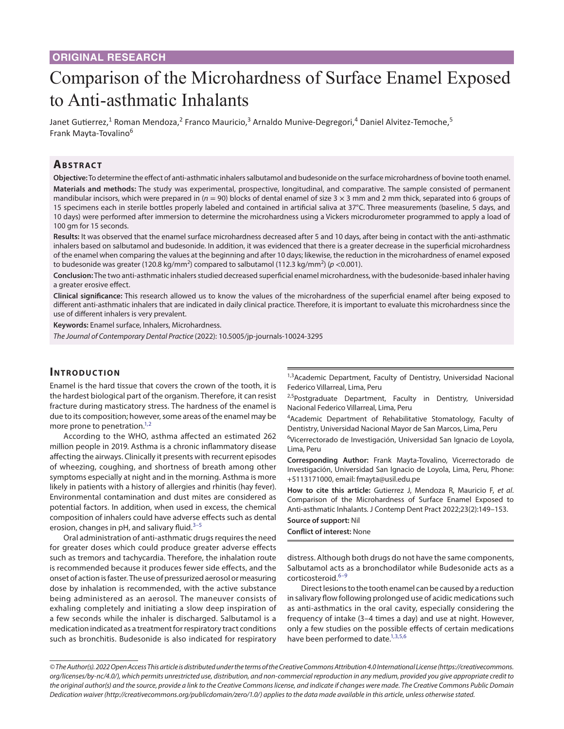ORIGINAL RESEARCH

# Comparison of the Microhardness of Surface Enamel Exposed to Anti-asthmatic Inhalants

Janet Gutierrez,[1] Roman Mendoza,[2] Franco Mauricio,[3] Arnaldo Munive-Degregori,[4] Daniel Alvitez-Temoche,[5] Frank Mayta-Tovalino[6]

## Abstract

**Objective:** To determine the effect of anti-asthmatic inhalers salbutamol and budesonide on the surface microhardness of bovine tooth enamel.

**Materials and methods:** The study was experimental, prospective, longitudinal, and comparative. The sample consisted of permanent mandibular incisors, which were prepared in ($n = 90$) blocks of dental enamel of size 3 × 3 mm and 2 mm thick, separated into 6 groups of 15 specimens each in sterile bottles properly labeled and contained in artificial saliva at 37°C. Three measurements (baseline, 5 days, and 10 days) were performed after immersion to determine the microhardness using a Vickers microdurometer programmed to apply a load of 100 gm for 15 seconds.

**Results:** It was observed that the enamel surface microhardness decreased after 5 and 10 days, after being in contact with the anti-asthmatic inhalers based on salbutamol and budesonide. In addition, it was evidenced that there is a greater decrease in the superficial microhardness of the enamel when comparing the values at the beginning and after 10 days; likewise, the reduction in the microhardness of enamel exposed to budesonide was greater (120.8 kg/mm$^2$) compared to salbutamol (112.3 kg/mm$^2$) ($p < 0.001$).

**Conclusion:** The two anti-asthmatic inhalers studied decreased superficial enamel microhardness, with the budesonide-based inhaler having a greater erosive effect.

**Clinical significance:** This research allowed us to know the values of the microhardness of the superficial enamel after being exposed to different anti-asthmatic inhalers that are indicated in daily clinical practice. Therefore, it is important to evaluate this microhardness since the use of different inhalers is very prevalent.

**Keywords:** Enamel surface, Inhalers, Microhardness.

*The Journal of Contemporary Dental Practice* (2022): 10.5005/jp-journals-10024-3295

## Introduction

Enamel is the hard tissue that covers the crown of the tooth, it is the hardest biological part of the organism. Therefore, it can resist fracture during masticatory stress. The hardness of the enamel is due to its composition; however, some areas of the enamel may be more prone to penetration.[1,2]

According to the WHO, asthma affected an estimated 262 million people in 2019. Asthma is a chronic inflammatory disease affecting the airways. Clinically it presents with recurrent episodes of wheezing, coughing, and shortness of breath among other symptoms especially at night and in the morning. Asthma is more likely in patients with a history of allergies and rhinitis (hay fever). Environmental contamination and dust mites are considered as potential factors. In addition, when used in excess, the chemical composition of inhalers could have adverse effects such as dental erosion, changes in pH, and salivary fluid.[3–5]

Oral administration of anti-asthmatic drugs requires the need for greater doses which could produce greater adverse effects such as tremors and tachycardia. Therefore, the inhalation route is recommended because it produces fewer side effects, and the onset of action is faster. The use of pressurized aerosol or measuring dose by inhalation is recommended, with the active substance being administered as an aerosol. The maneuver consists of exhaling completely and initiating a slow deep inspiration of a few seconds while the inhaler is discharged. Salbutamol is a medication indicated as a treatment for respiratory tract conditions such as bronchitis. Budesonide is also indicated for respiratory distress. Although both drugs do not have the same components, Salbutamol acts as a bronchodilator while Budesonide acts as a corticosteroid.[6–9]

Direct lesions to the tooth enamel can be caused by a reduction in salivary flow following prolonged use of acidic medications such as anti-asthmatics in the oral cavity, especially considering the frequency of intake (3–4 times a day) and use at night. However, only a few studies on the possible effects of certain medications have been performed to date.[1,3,5,6]

[1,3]Academic Department, Faculty of Dentistry, Universidad Nacional Federico Villarreal, Lima, Peru

[2,5]Postgraduate Department, Faculty in Dentistry, Universidad Nacional Federico Villarreal, Lima, Peru

[4]Academic Department of Rehabilitative Stomatology, Faculty of Dentistry, Universidad Nacional Mayor de San Marcos, Lima, Peru

[6]Vicerrectorado de Investigación, Universidad San Ignacio de Loyola, Lima, Peru

**Corresponding Author:** Frank Mayta-Tovalino, Vicerrectorado de Investigación, Universidad San Ignacio de Loyola, Lima, Peru, Phone: +5113171000, email: fmayta@usil.edu.pe

**How to cite this article:** Gutierrez J, Mendoza R, Mauricio F, *et al*. Comparison of the Microhardness of Surface Enamel Exposed to Anti-asthmatic Inhalants. J Contemp Dent Pract 2022;23(2):149–153.

**Source of support:** Nil

**Conflict of interest:** None

*© The Author(s). 2022 Open Access This article is distributed under the terms of the Creative Commons Attribution 4.0 International License (https://creativecommons.org/licenses/by-nc/4.0/), which permits unrestricted use, distribution, and non-commercial reproduction in any medium, provided you give appropriate credit to the original author(s) and the source, provide a link to the Creative Commons license, and indicate if changes were made. The Creative Commons Public Domain Dedication waiver (http://creativecommons.org/publicdomain/zero/1.0/) applies to the data made available in this article, unless otherwise stated.*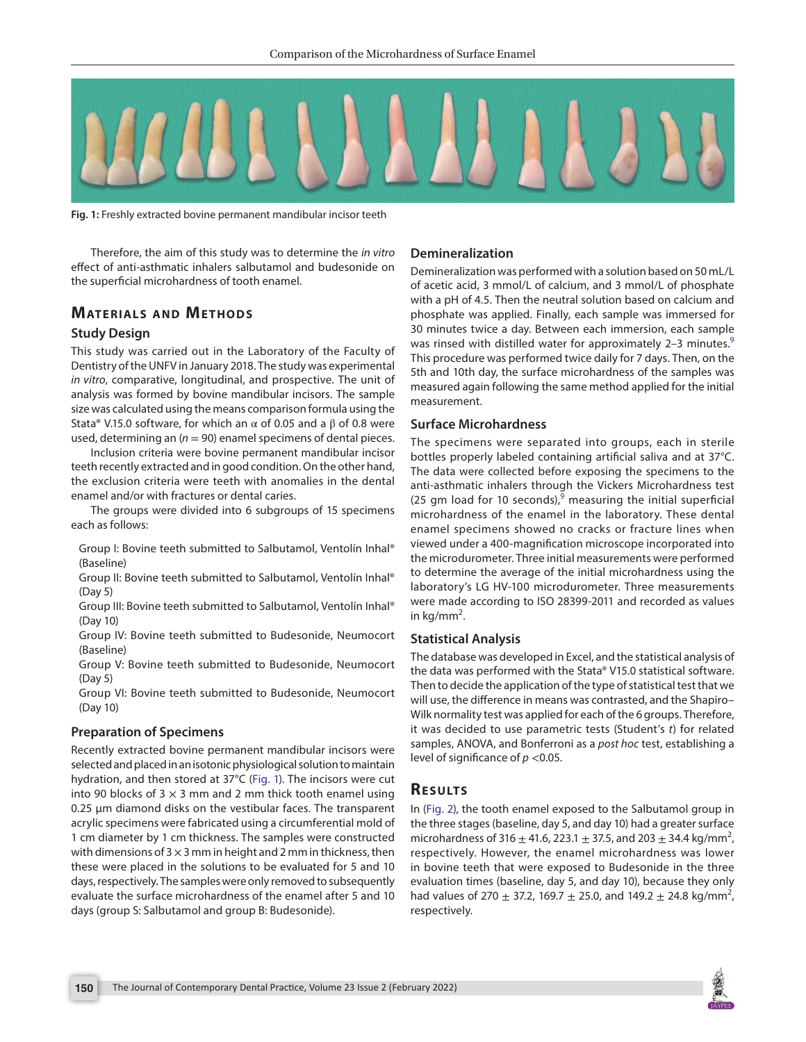Fig. 1: Freshly extracted bovine permanent mandibular incisor teeth

Therefore, the aim of this study was to determine the *in vitro* effect of anti-asthmatic inhalers salbutamol and budesonide on the superficial microhardness of tooth enamel.

## Materials and Methods

### Study Design

This study was carried out in the Laboratory of the Faculty of Dentistry of the UNFV in January 2018. The study was experimental *in vitro*, comparative, longitudinal, and prospective. The unit of analysis was formed by bovine mandibular incisors. The sample size was calculated using the means comparison formula using the Stata® V.15.0 software, for which an $\alpha$ of 0.05 and a $\beta$ of 0.8 were used, determining an ($n = 90$) enamel specimens of dental pieces.

Inclusion criteria were bovine permanent mandibular incisor teeth recently extracted and in good condition. On the other hand, the exclusion criteria were teeth with anomalies in the dental enamel and/or with fractures or dental caries.

The groups were divided into 6 subgroups of 15 specimens each as follows:

- Group I: Bovine teeth submitted to Salbutamol, Ventolín Inhal® (Baseline)
- Group II: Bovine teeth submitted to Salbutamol, Ventolín Inhal® (Day 5)
- Group III: Bovine teeth submitted to Salbutamol, Ventolín Inhal® (Day 10)
- Group IV: Bovine teeth submitted to Budesonide, Neumocort (Baseline)
- Group V: Bovine teeth submitted to Budesonide, Neumocort (Day 5)
- Group VI: Bovine teeth submitted to Budesonide, Neumocort (Day 10)

### Preparation of Specimens

Recently extracted bovine permanent mandibular incisors were selected and placed in an isotonic physiological solution to maintain hydration, and then stored at 37°C (Fig. 1). The incisors were cut into 90 blocks of $3 \times 3$ mm and 2 mm thick tooth enamel using 0.25 µm diamond disks on the vestibular faces. The transparent acrylic specimens were fabricated using a circumferential mold of 1 cm diameter by 1 cm thickness. The samples were constructed with dimensions of $3 \times 3$ mm in height and 2 mm in thickness, then these were placed in the solutions to be evaluated for 5 and 10 days, respectively. The samples were only removed to subsequently evaluate the surface microhardness of the enamel after 5 and 10 days (group S: Salbutamol and group B: Budesonide).

### Demineralization

Demineralization was performed with a solution based on 50 mL/L of acetic acid, 3 mmol/L of calcium, and 3 mmol/L of phosphate with a pH of 4.5. Then the neutral solution based on calcium and phosphate was applied. Finally, each sample was immersed for 30 minutes twice a day. Between each immersion, each sample was rinsed with distilled water for approximately 2–3 minutes.[9] This procedure was performed twice daily for 7 days. Then, on the 5th and 10th day, the surface microhardness of the samples was measured again following the same method applied for the initial measurement.

### Surface Microhardness

The specimens were separated into groups, each in sterile bottles properly labeled containing artificial saliva and at 37°C. The data were collected before exposing the specimens to the anti-asthmatic inhalers through the Vickers Microhardness test (25 gm load for 10 seconds),[9] measuring the initial superficial microhardness of the enamel in the laboratory. These dental enamel specimens showed no cracks or fracture lines when viewed under a 400-magnification microscope incorporated into the microdurometer. Three initial measurements were performed to determine the average of the initial microhardness using the laboratory's LG HV-100 microurometer. Three measurements were made according to ISO 28399-2011 and recorded as values in kg/mm$^2$.

### Statistical Analysis

The database was developed in Excel, and the statistical analysis of the data was performed with the Stata® V15.0 statistical software. Then to decide the application of the type of statistical test that we will use, the difference in means was contrasted, and the Shapiro–Wilk normality test was applied for each of the 6 groups. Therefore, it was decided to use parametric tests (Student's *t*) for related samples, ANOVA, and Bonferroni as a *post hoc* test, establishing a level of significance of $p < 0.05$.

## Results

In (Fig. 2), the tooth enamel exposed to the Salbutamol group in the three stages (baseline, day 5, and day 10) had a greater surface microhardness of $316 \pm 41.6$, $223.1 \pm 37.5$, and $203 \pm 34.4$ kg/mm$^2$, respectively. However, the enamel microhardness was lower in bovine teeth that were exposed to Budesonide in the three evaluation times (baseline, day 5, and day 10), because they only had values of $270 \pm 37.2$, $169.7 \pm 25.0$, and $149.2 \pm 24.8$ kg/mm$^2$, respectively.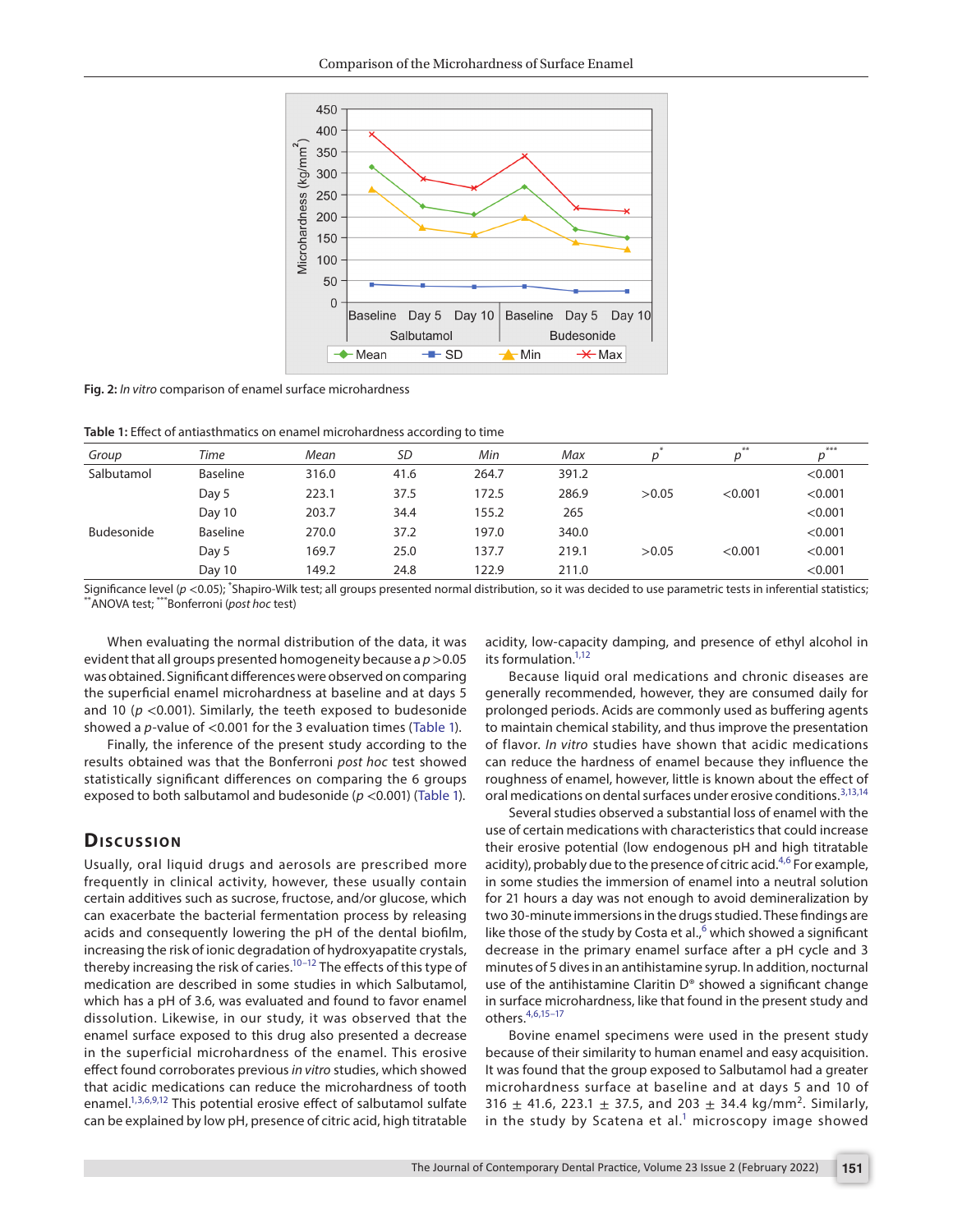Fig. 2: *In vitro* comparison of enamel surface microhardness

**Table 1:** Effect of antiasthmatics on enamel microhardness according to time

| Group | Time | Mean | SD | Min | Max | $p^{*}$ | $p^{**}$ | $p^{***}$ |
|---|---|---|---|---|---|---|---|---|
| Salbutamol | Baseline | 316.0 | 41.6 | 264.7 | 391.2 | | | <0.001 |
| | Day 5 | 223.1 | 37.5 | 172.5 | 286.9 | >0.05 | <0.001 | <0.001 |
| | Day 10 | 203.7 | 34.4 | 155.2 | 265 | | | <0.001 |
| Budesonide | Baseline | 270.0 | 37.2 | 197.0 | 340.0 | | | <0.001 |
| | Day 5 | 169.7 | 25.0 | 137.7 | 219.1 | >0.05 | <0.001 | <0.001 |
| | Day 10 | 149.2 | 24.8 | 122.9 | 211.0 | | | <0.001 |

Significance level ($p$ <0.05); *Shapiro-Wilk test; all groups presented normal distribution, so it was decided to use parametric tests in inferential statistics; **ANOVA test; ***Bonferroni (*post hoc* test)

When evaluating the normal distribution of the data, it was evident that all groups presented homogeneity because a $p$ >0.05 was obtained. Significant differences were observed on comparing the superficial enamel microhardness at baseline and at days 5 and 10 ($p$ <0.001). Similarly, the teeth exposed to budesonide showed a $p$-value of <0.001 for the 3 evaluation times (Table 1).

Finally, the inference of the present study according to the results obtained was that the Bonferroni *post hoc* test showed statistically significant differences on comparing the 6 groups exposed to both salbutamol and budesonide ($p$ <0.001) (Table 1).

## Discussion

Usually, oral liquid drugs and aerosols are prescribed more frequently in clinical activity, however, these usually contain certain additives such as sucrose, fructose, and/or glucose, which can exacerbate the bacterial fermentation process by releasing acids and consequently lowering the pH of the dental biofilm, increasing the risk of ionic degradation of hydroxyapatite crystals, thereby increasing the risk of caries.[10–12] The effects of this type of medication are described in some studies in which Salbutamol, which has a pH of 3.6, was evaluated and found to favor enamel dissolution. Likewise, in our study, it was observed that the enamel surface exposed to this drug also presented a decrease in the superficial microhardness of the enamel. This erosive effect found corroborates previous *in vitro* studies, which showed that acidic medications can reduce the microhardness of tooth enamel.[1,3,6,9,12] This potential erosive effect of salbutamol sulfate can be explained by low pH, presence of citric acid, high titratable acidity, low-capacity damping, and presence of ethyl alcohol in its formulation.[1,12]

Because liquid oral medications and chronic diseases are generally recommended, however, they are consumed daily for prolonged periods. Acids are commonly used as buffering agents to maintain chemical stability, and thus improve the presentation of flavor. *In vitro* studies have shown that acidic medications can reduce the hardness of enamel because they influence the roughness of enamel, however, little is known about the effect of oral medications on dental surfaces under erosive conditions.[3,13,14]

Several studies observed a substantial loss of enamel with the use of certain medications with characteristics that could increase their erosive potential (low endogenous pH and high titratable acidity), probably due to the presence of citric acid.[4,6] For example, in some studies the immersion of enamel into a neutral solution for 21 hours a day was not enough to avoid demineralization by two 30-minute immersions in the drugs studied. These findings are like those of the study by Costa et al.,[6] which showed a significant decrease in the primary enamel surface after a pH cycle and 3 minutes of 5 dives in an antihistamine syrup. In addition, nocturnal use of the antihistamine Claritin D® showed a significant change in surface microhardness, like that found in the present study and others.[4,6,15–17]

Bovine enamel specimens were used in the present study because of their similarity to human enamel and easy acquisition. It was found that the group exposed to Salbutamol had a greater microhardness surface at baseline and at days 5 and 10 of 316 ± 41.6, 223.1 ± 37.5, and 203 ± 34.4 kg/mm$^2$. Similarly, in the study by Scatena et al.[1] microscopy image showed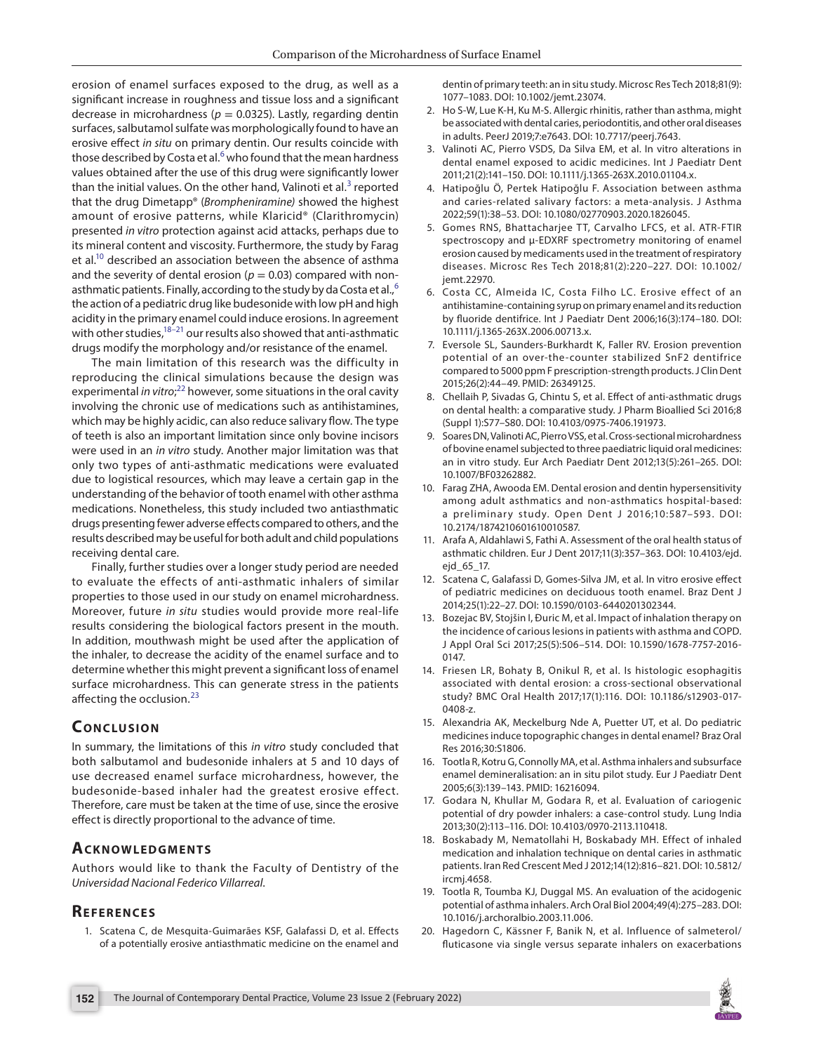erosion of enamel surfaces exposed to the drug, as well as a significant increase in roughness and tissue loss and a significant decrease in microhardness ($p = 0.0325$). Lastly, regarding dentin surfaces, salbutamol sulfate was morphologically found to have an erosive effect *in situ* on primary dentin. Our results coincide with those described by Costa et al.[6] who found that the mean hardness values obtained after the use of this drug were significantly lower than the initial values. On the other hand, Valinoti et al.[3] reported that the drug Dimetapp® (*Brompheniramine)* showed the highest amount of erosive patterns, while Klaricid® (Clarithromycin) presented *in vitro* protection against acid attacks, perhaps due to its mineral content and viscosity. Furthermore, the study by Farag et al.[10] described an association between the absence of asthma and the severity of dental erosion ($p = 0.03$) compared with non-asthmatic patients. Finally, according to the study by da Costa et al.,[6] the action of a pediatric drug like budesonide with low pH and high acidity in the primary enamel could induce erosions. In agreement with other studies,[18–21] our results also showed that anti-asthmatic drugs modify the morphology and/or resistance of the enamel.

The main limitation of this research was the difficulty in reproducing the clinical simulations because the design was experimental *in vitro*;[22] however, some situations in the oral cavity involving the chronic use of medications such as antihistamines, which may be highly acidic, can also reduce salivary flow. The type of teeth is also an important limitation since only bovine incisors were used in an *in vitro* study. Another major limitation was that only two types of anti-asthmatic medications were evaluated due to logistical resources, which may leave a certain gap in the understanding of the behavior of tooth enamel with other asthma medications. Nonetheless, this study included two antiasthmatic drugs presenting fewer adverse effects compared to others, and the results described may be useful for both adult and child populations receiving dental care.

Finally, further studies over a longer study period are needed to evaluate the effects of anti-asthmatic inhalers of similar properties to those used in our study on enamel microhardness. Moreover, future *in situ* studies would provide more real-life results considering the biological factors present in the mouth. In addition, mouthwash might be used after the application of the inhaler, to decrease the acidity of the enamel surface and to determine whether this might prevent a significant loss of enamel surface microhardness. This can generate stress in the patients affecting the occlusion.[23]

## Conclusion

In summary, the limitations of this *in vitro* study concluded that both salbutamol and budesonide inhalers at 5 and 10 days of use decreased enamel surface microhardness, however, the budesonide-based inhaler had the greatest erosive effect. Therefore, care must be taken at the time of use, since the erosive effect is directly proportional to the advance of time.

## Acknowledgments

Authors would like to thank the Faculty of Dentistry of the *Universidad Nacional Federico Villarreal*.

## References

1. Scatena C, de Mesquita-Guimarães KSF, Galafassi D, et al. Effects of a potentially erosive antiasthmatic medicine on the enamel and dentin of primary teeth: an in situ study. Microsc Res Tech 2018;81(9):1077–1083. DOI: 10.1002/jemt.23074.
2. Ho S-W, Lue K-H, Ku M-S. Allergic rhinitis, rather than asthma, might be associated with dental caries, periodontitis, and other oral diseases in adults. PeerJ 2019;7:e7643. DOI: 10.7717/peerj.7643.
3. Valinoti AC, Pierro VSDS, Da Silva EM, et al. In vitro alterations in dental enamel exposed to acidic medicines. Int J Paediatr Dent 2011;21(2):141–150. DOI: 10.1111/j.1365-263X.2010.01104.x.
4. Hatipoğlu Ö, Pertek Hatipoğlu F. Association between asthma and caries-related salivary factors: a meta-analysis. J Asthma 2022;59(1):38–53. DOI: 10.1080/02770903.2020.1826045.
5. Gomes RNS, Bhattacharjee TT, Carvalho LFCS, et al. ATR-FTIR spectroscopy and µ-EDXRF spectrometry monitoring of enamel erosion caused by medicaments used in the treatment of respiratory diseases. Microsc Res Tech 2018;81(2):220–227. DOI: 10.1002/jemt.22970.
6. Costa CC, Almeida IC, Costa Filho LC. Erosive effect of an antihistamine-containing syrup on primary enamel and its reduction by fluoride dentifrice. Int J Paediatr Dent 2006;16(3):174–180. DOI: 10.1111/j.1365-263X.2006.00713.x.
7. Eversole SL, Saunders-Burkhardt K, Faller RV. Erosion prevention potential of an over-the-counter stabilized SnF2 dentifrice compared to 5000 ppm F prescription-strength products. J Clin Dent 2015;26(2):44–49. PMID: 26349125.
8. Chellaih P, Sivadas G, Chintu S, et al. Effect of anti-asthmatic drugs on dental health: a comparative study. J Pharm Bioallied Sci 2016;8 (Suppl 1):S77–S80. DOI: 10.4103/0975-7406.191973.
9. Soares DN, Valinoti AC, Pierro VSS, et al. Cross-sectional microhardness of bovine enamel subjected to three paediatric liquid oral medicines: an in vitro study. Eur Arch Paediatr Dent 2012;13(5):261–265. DOI: 10.1007/BF03262882.
10. Farag ZHA, Awooda EM. Dental erosion and dentin hypersensitivity among adult asthmatics and non-asthmatics hospital-based: a preliminary study. Open Dent J 2016;10:587–593. DOI: 10.2174/1874210601610010587.
11. Arafa A, Aldahlawi S, Fathi A. Assessment of the oral health status of asthmatic children. Eur J Dent 2017;11(3):357–363. DOI: 10.4103/ejd.ejd_65_17.
12. Scatena C, Galafassi D, Gomes-Silva JM, et al. In vitro erosive effect of pediatric medicines on deciduous tooth enamel. Braz Dent J 2014;25(1):22–27. DOI: 10.1590/0103-6440201302344.
13. Bozejac BV, Stojšin I, Đuric M, et al. Impact of inhalation therapy on the incidence of carious lesions in patients with asthma and COPD. J Appl Oral Sci 2017;25(5):506–514. DOI: 10.1590/1678-7757-2016-0147.
14. Friesen LR, Bohaty B, Onikul R, et al. Is histologic esophagitis associated with dental erosion: a cross-sectional observational study? BMC Oral Health 2017;17(1):116. DOI: 10.1186/s12903-017-0408-z.
15. Alexandria AK, Meckelburg Nde A, Puetter UT, et al. Do pediatric medicines induce topographic changes in dental enamel? Braz Oral Res 2016;30:S1806.
16. Tootla R, Kotru G, Connolly MA, et al. Asthma inhalers and subsurface enamel demineralisation: an in situ pilot study. Eur J Paediatr Dent 2005;6(3):139–143. PMID: 16216094.
17. Godara N, Khullar M, Godara R, et al. Evaluation of cariogenic potential of dry powder inhalers: a case-control study. Lung India 2013;30(2):113–116. DOI: 10.4103/0970-2113.110418.
18. Boskabady M, Nematollahi H, Boskabady MH. Effect of inhaled medication and inhalation technique on dental caries in asthmatic patients. Iran Red Crescent Med J 2012;14(12):816–821. DOI: 10.5812/ircmj.4658.
19. Tootla R, Toumba KJ, Duggal MS. An evaluation of the acidogenic potential of asthma inhalers. Arch Oral Biol 2004;49(4):275–283. DOI: 10.1016/j.archoralbio.2003.11.006.
20. Hagedorn C, Kässner F, Banik N, et al. Influence of salmeterol/fluticasone via single versus separate inhalers on exacerbations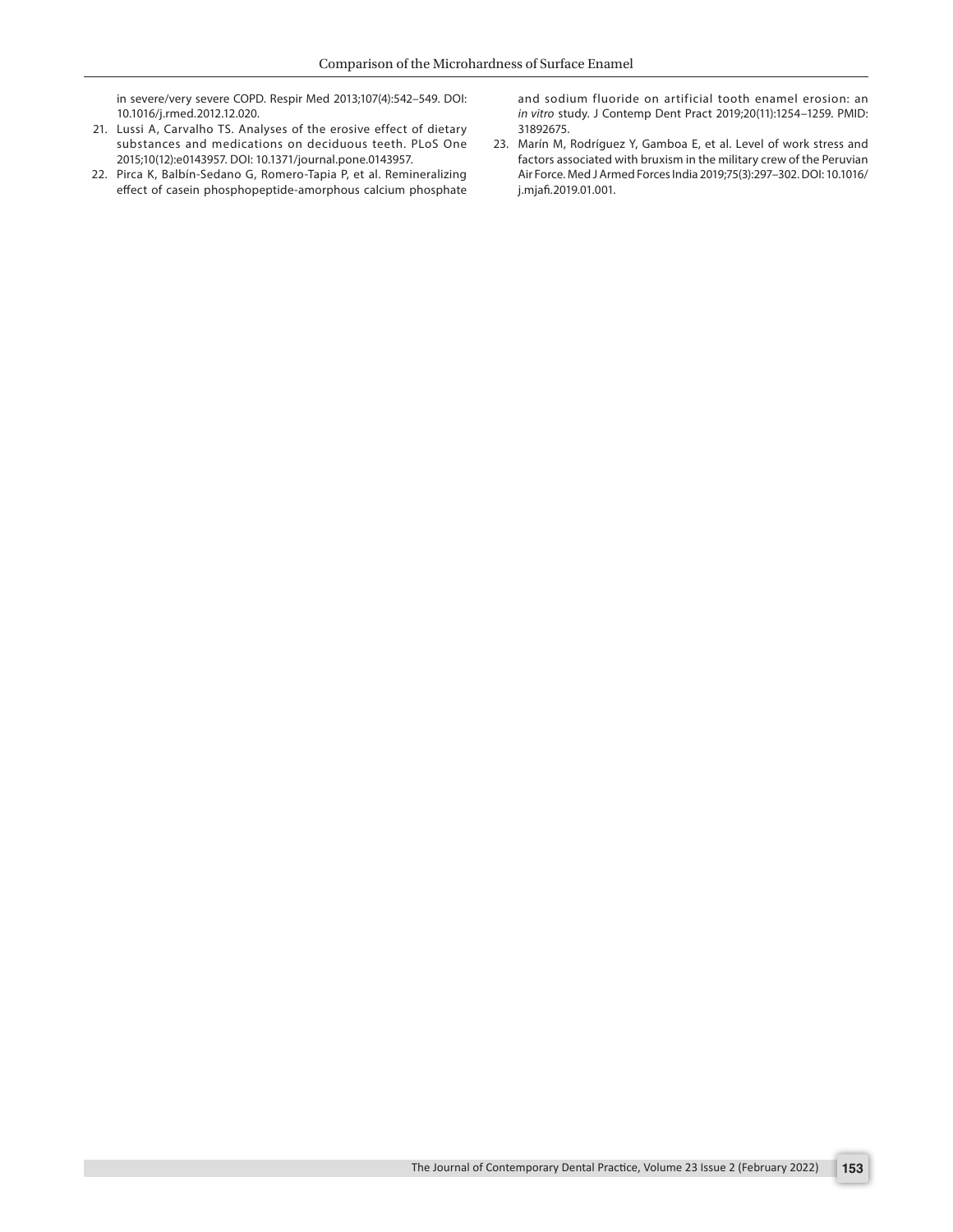in severe/very severe COPD. Respir Med 2013;107(4):542–549. DOI: 10.1016/j.rmed.2012.12.020.

21. Lussi A, Carvalho TS. Analyses of the erosive effect of dietary substances and medications on deciduous teeth. PLoS One 2015;10(12):e0143957. DOI: 10.1371/journal.pone.0143957.
22. Pirca K, Balbín-Sedano G, Romero-Tapia P, et al. Remineralizing effect of casein phosphopeptide-amorphous calcium phosphate and sodium fluoride on artificial tooth enamel erosion: an *in vitro* study. J Contemp Dent Pract 2019;20(11):1254–1259. PMID: 31892675.
23. Marín M, Rodríguez Y, Gamboa E, et al. Level of work stress and factors associated with bruxism in the military crew of the Peruvian Air Force. Med J Armed Forces India 2019;75(3):297–302. DOI: 10.1016/j.mjafi.2019.01.001.